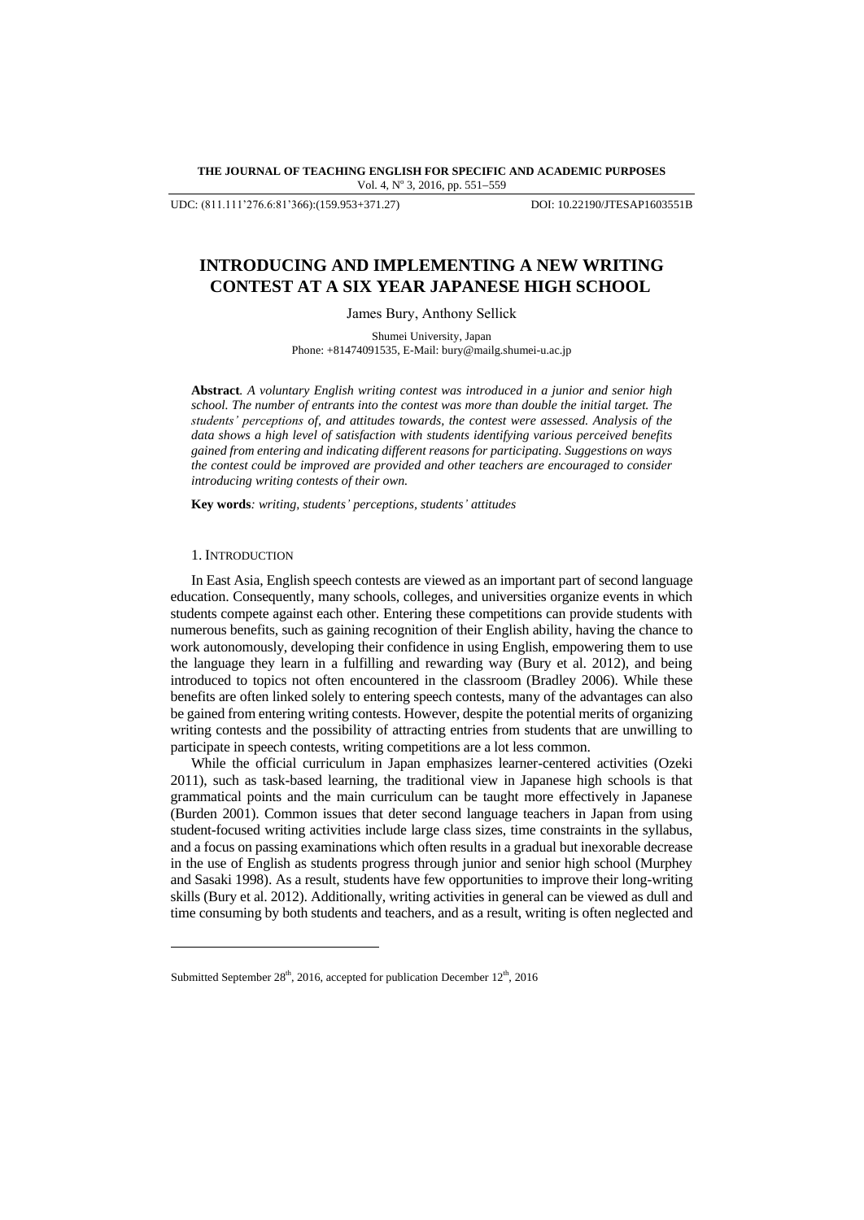UDC: (811.111'276.6:81'366):(159.953+371.27) DOI: 10.22190/JTESAP1603551B

# INTRODUCING AND IMPLEMENTING A NEW WRITING CONTEST AT A SIX YEAR JAPANESE HIGH SCHOOL

James Bury, Anthony Sellick

Shumei University, Japan
Phone: +81474091535, E-Mail: bury@mailg.shumei-u.ac.jp

**Abstract**. *A voluntary English writing contest was introduced in a junior and senior high school. The number of entrants into the contest was more than double the initial target. The students' perceptions of, and attitudes towards, the contest were assessed. Analysis of the data shows a high level of satisfaction with students identifying various perceived benefits gained from entering and indicating different reasons for participating. Suggestions on ways the contest could be improved are provided and other teachers are encouraged to consider introducing writing contests of their own.*

**Key words**: *writing, students' perceptions, students' attitudes*

## 1. Introduction

In East Asia, English speech contests are viewed as an important part of second language education. Consequently, many schools, colleges, and universities organize events in which students compete against each other. Entering these competitions can provide students with numerous benefits, such as gaining recognition of their English ability, having the chance to work autonomously, developing their confidence in using English, empowering them to use the language they learn in a fulfilling and rewarding way (Bury et al. 2012), and being introduced to topics not often encountered in the classroom (Bradley 2006). While these benefits are often linked solely to entering speech contests, many of the advantages can also be gained from entering writing contests. However, despite the potential merits of organizing writing contests and the possibility of attracting entries from students that are unwilling to participate in speech contests, writing competitions are a lot less common.

While the official curriculum in Japan emphasizes learner-centered activities (Ozeki 2011), such as task-based learning, the traditional view in Japanese high schools is that grammatical points and the main curriculum can be taught more effectively in Japanese (Burden 2001). Common issues that deter second language teachers in Japan from using student-focused writing activities include large class sizes, time constraints in the syllabus, and a focus on passing examinations which often results in a gradual but inexorable decrease in the use of English as students progress through junior and senior high school (Murphey and Sasaki 1998). As a result, students have few opportunities to improve their long-writing skills (Bury et al. 2012). Additionally, writing activities in general can be viewed as dull and time consuming by both students and teachers, and as a result, writing is often neglected and

Submitted September 28th, 2016, accepted for publication December 12th, 2016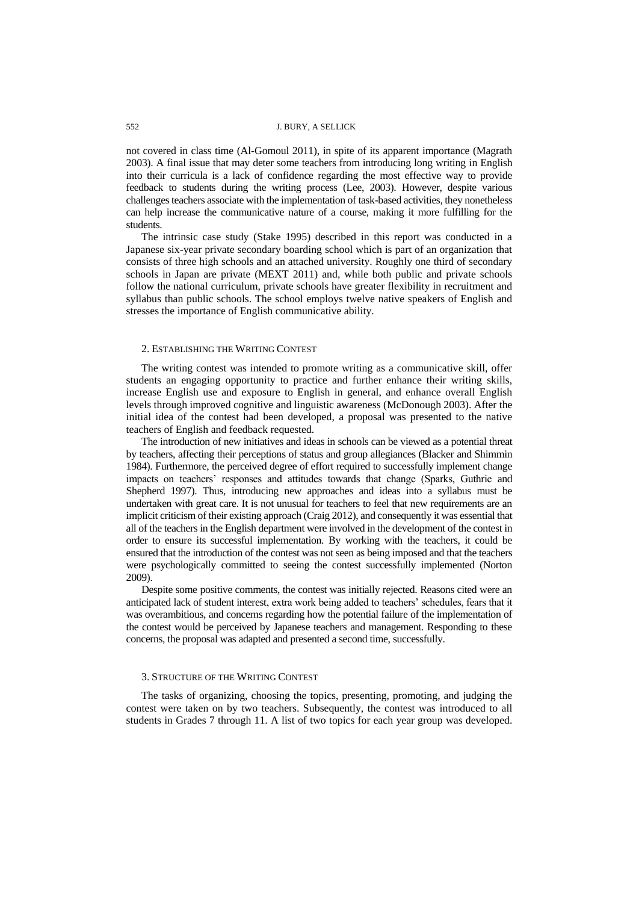not covered in class time (Al-Gomoul 2011), in spite of its apparent importance (Magrath 2003). A final issue that may deter some teachers from introducing long writing in English into their curricula is a lack of confidence regarding the most effective way to provide feedback to students during the writing process (Lee, 2003). However, despite various challenges teachers associate with the implementation of task-based activities, they nonetheless can help increase the communicative nature of a course, making it more fulfilling for the students.

The intrinsic case study (Stake 1995) described in this report was conducted in a Japanese six-year private secondary boarding school which is part of an organization that consists of three high schools and an attached university. Roughly one third of secondary schools in Japan are private (MEXT 2011) and, while both public and private schools follow the national curriculum, private schools have greater flexibility in recruitment and syllabus than public schools. The school employs twelve native speakers of English and stresses the importance of English communicative ability.

## 2. Establishing the Writing Contest

The writing contest was intended to promote writing as a communicative skill, offer students an engaging opportunity to practice and further enhance their writing skills, increase English use and exposure to English in general, and enhance overall English levels through improved cognitive and linguistic awareness (McDonough 2003). After the initial idea of the contest had been developed, a proposal was presented to the native teachers of English and feedback requested.

The introduction of new initiatives and ideas in schools can be viewed as a potential threat by teachers, affecting their perceptions of status and group allegiances (Blacker and Shimmin 1984). Furthermore, the perceived degree of effort required to successfully implement change impacts on teachers' responses and attitudes towards that change (Sparks, Guthrie and Shepherd 1997). Thus, introducing new approaches and ideas into a syllabus must be undertaken with great care. It is not unusual for teachers to feel that new requirements are an implicit criticism of their existing approach (Craig 2012), and consequently it was essential that all of the teachers in the English department were involved in the development of the contest in order to ensure its successful implementation. By working with the teachers, it could be ensured that the introduction of the contest was not seen as being imposed and that the teachers were psychologically committed to seeing the contest successfully implemented (Norton 2009).

Despite some positive comments, the contest was initially rejected. Reasons cited were an anticipated lack of student interest, extra work being added to teachers' schedules, fears that it was overambitious, and concerns regarding how the potential failure of the implementation of the contest would be perceived by Japanese teachers and management. Responding to these concerns, the proposal was adapted and presented a second time, successfully.

## 3. Structure of the Writing Contest

The tasks of organizing, choosing the topics, presenting, promoting, and judging the contest were taken on by two teachers. Subsequently, the contest was introduced to all students in Grades 7 through 11. A list of two topics for each year group was developed.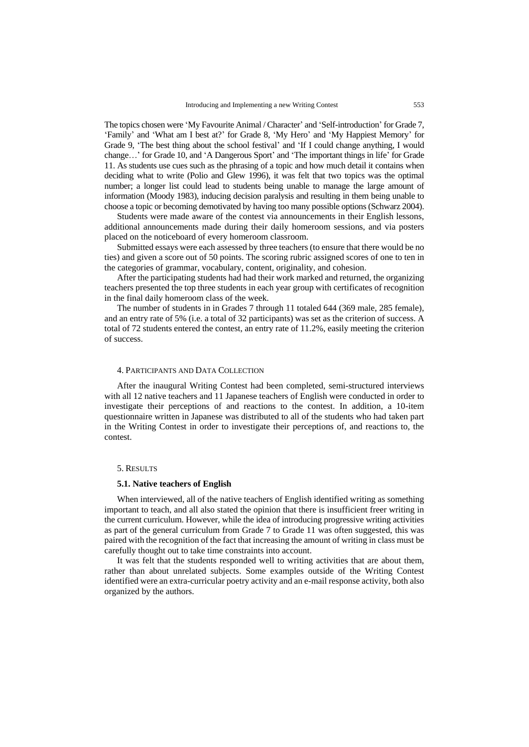The topics chosen were 'My Favourite Animal / Character' and 'Self-introduction' for Grade 7, 'Family' and 'What am I best at?' for Grade 8, 'My Hero' and 'My Happiest Memory' for Grade 9, 'The best thing about the school festival' and 'If I could change anything, I would change…' for Grade 10, and 'A Dangerous Sport' and 'The important things in life' for Grade 11. As students use cues such as the phrasing of a topic and how much detail it contains when deciding what to write (Polio and Glew 1996), it was felt that two topics was the optimal number; a longer list could lead to students being unable to manage the large amount of information (Moody 1983), inducing decision paralysis and resulting in them being unable to choose a topic or becoming demotivated by having too many possible options (Schwarz 2004).

Students were made aware of the contest via announcements in their English lessons, additional announcements made during their daily homeroom sessions, and via posters placed on the noticeboard of every homeroom classroom.

Submitted essays were each assessed by three teachers (to ensure that there would be no ties) and given a score out of 50 points. The scoring rubric assigned scores of one to ten in the categories of grammar, vocabulary, content, originality, and cohesion.

After the participating students had had their work marked and returned, the organizing teachers presented the top three students in each year group with certificates of recognition in the final daily homeroom class of the week.

The number of students in in Grades 7 through 11 totaled 644 (369 male, 285 female), and an entry rate of 5% (i.e. a total of 32 participants) was set as the criterion of success. A total of 72 students entered the contest, an entry rate of 11.2%, easily meeting the criterion of success.

## 4. Participants and Data Collection

After the inaugural Writing Contest had been completed, semi-structured interviews with all 12 native teachers and 11 Japanese teachers of English were conducted in order to investigate their perceptions of and reactions to the contest. In addition, a 10-item questionnaire written in Japanese was distributed to all of the students who had taken part in the Writing Contest in order to investigate their perceptions of, and reactions to, the contest.

## 5. Results

### 5.1. Native teachers of English

When interviewed, all of the native teachers of English identified writing as something important to teach, and all also stated the opinion that there is insufficient freer writing in the current curriculum. However, while the idea of introducing progressive writing activities as part of the general curriculum from Grade 7 to Grade 11 was often suggested, this was paired with the recognition of the fact that increasing the amount of writing in class must be carefully thought out to take time constraints into account.

It was felt that the students responded well to writing activities that are about them, rather than about unrelated subjects. Some examples outside of the Writing Contest identified were an extra-curricular poetry activity and an e-mail response activity, both also organized by the authors.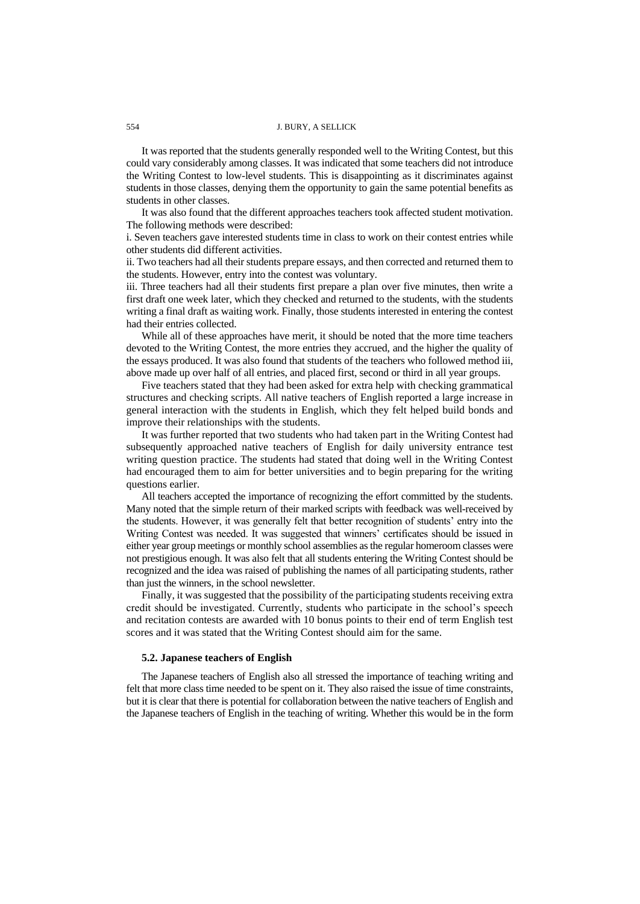It was reported that the students generally responded well to the Writing Contest, but this could vary considerably among classes. It was indicated that some teachers did not introduce the Writing Contest to low-level students. This is disappointing as it discriminates against students in those classes, denying them the opportunity to gain the same potential benefits as students in other classes.

It was also found that the different approaches teachers took affected student motivation. The following methods were described:

i. Seven teachers gave interested students time in class to work on their contest entries while other students did different activities.

ii. Two teachers had all their students prepare essays, and then corrected and returned them to the students. However, entry into the contest was voluntary.

iii. Three teachers had all their students first prepare a plan over five minutes, then write a first draft one week later, which they checked and returned to the students, with the students writing a final draft as waiting work. Finally, those students interested in entering the contest had their entries collected.

While all of these approaches have merit, it should be noted that the more time teachers devoted to the Writing Contest, the more entries they accrued, and the higher the quality of the essays produced. It was also found that students of the teachers who followed method iii, above made up over half of all entries, and placed first, second or third in all year groups.

Five teachers stated that they had been asked for extra help with checking grammatical structures and checking scripts. All native teachers of English reported a large increase in general interaction with the students in English, which they felt helped build bonds and improve their relationships with the students.

It was further reported that two students who had taken part in the Writing Contest had subsequently approached native teachers of English for daily university entrance test writing question practice. The students had stated that doing well in the Writing Contest had encouraged them to aim for better universities and to begin preparing for the writing questions earlier.

All teachers accepted the importance of recognizing the effort committed by the students. Many noted that the simple return of their marked scripts with feedback was well-received by the students. However, it was generally felt that better recognition of students' entry into the Writing Contest was needed. It was suggested that winners' certificates should be issued in either year group meetings or monthly school assemblies as the regular homeroom classes were not prestigious enough. It was also felt that all students entering the Writing Contest should be recognized and the idea was raised of publishing the names of all participating students, rather than just the winners, in the school newsletter.

Finally, it was suggested that the possibility of the participating students receiving extra credit should be investigated. Currently, students who participate in the school's speech and recitation contests are awarded with 10 bonus points to their end of term English test scores and it was stated that the Writing Contest should aim for the same.

### 5.2. Japanese teachers of English

The Japanese teachers of English also all stressed the importance of teaching writing and felt that more class time needed to be spent on it. They also raised the issue of time constraints, but it is clear that there is potential for collaboration between the native teachers of English and the Japanese teachers of English in the teaching of writing. Whether this would be in the form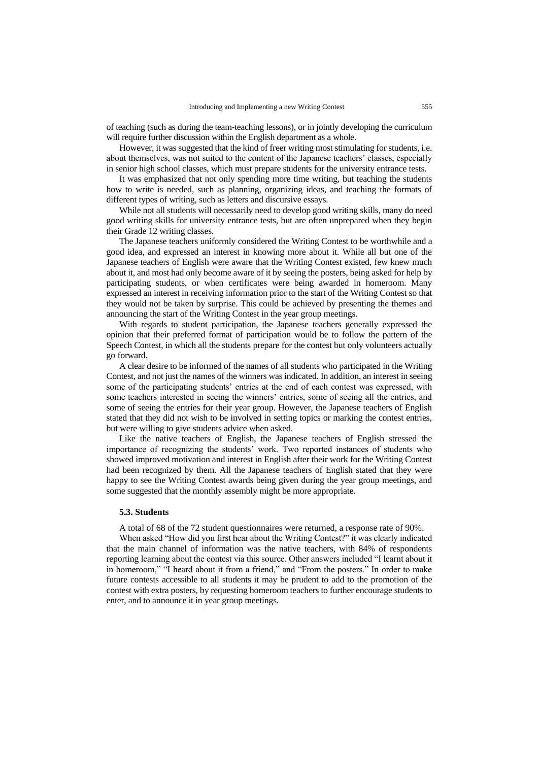of teaching (such as during the team-teaching lessons), or in jointly developing the curriculum will require further discussion within the English department as a whole.

However, it was suggested that the kind of freer writing most stimulating for students, i.e. about themselves, was not suited to the content of the Japanese teachers' classes, especially in senior high school classes, which must prepare students for the university entrance tests.

It was emphasized that not only spending more time writing, but teaching the students how to write is needed, such as planning, organizing ideas, and teaching the formats of different types of writing, such as letters and discursive essays.

While not all students will necessarily need to develop good writing skills, many do need good writing skills for university entrance tests, but are often unprepared when they begin their Grade 12 writing classes.

The Japanese teachers uniformly considered the Writing Contest to be worthwhile and a good idea, and expressed an interest in knowing more about it. While all but one of the Japanese teachers of English were aware that the Writing Contest existed, few knew much about it, and most had only become aware of it by seeing the posters, being asked for help by participating students, or when certificates were being awarded in homeroom. Many expressed an interest in receiving information prior to the start of the Writing Contest so that they would not be taken by surprise. This could be achieved by presenting the themes and announcing the start of the Writing Contest in the year group meetings.

With regards to student participation, the Japanese teachers generally expressed the opinion that their preferred format of participation would be to follow the pattern of the Speech Contest, in which all the students prepare for the contest but only volunteers actually go forward.

A clear desire to be informed of the names of all students who participated in the Writing Contest, and not just the names of the winners was indicated. In addition, an interest in seeing some of the participating students' entries at the end of each contest was expressed, with some teachers interested in seeing the winners' entries, some of seeing all the entries, and some of seeing the entries for their year group. However, the Japanese teachers of English stated that they did not wish to be involved in setting topics or marking the contest entries, but were willing to give students advice when asked.

Like the native teachers of English, the Japanese teachers of English stressed the importance of recognizing the students' work. Two reported instances of students who showed improved motivation and interest in English after their work for the Writing Contest had been recognized by them. All the Japanese teachers of English stated that they were happy to see the Writing Contest awards being given during the year group meetings, and some suggested that the monthly assembly might be more appropriate.

### 5.3. Students

A total of 68 of the 72 student questionnaires were returned, a response rate of 90%.

When asked "How did you first hear about the Writing Contest?" it was clearly indicated that the main channel of information was the native teachers, with 84% of respondents reporting learning about the contest via this source. Other answers included "I learnt about it in homeroom," "I heard about it from a friend," and "From the posters." In order to make future contests accessible to all students it may be prudent to add to the promotion of the contest with extra posters, by requesting homeroom teachers to further encourage students to enter, and to announce it in year group meetings.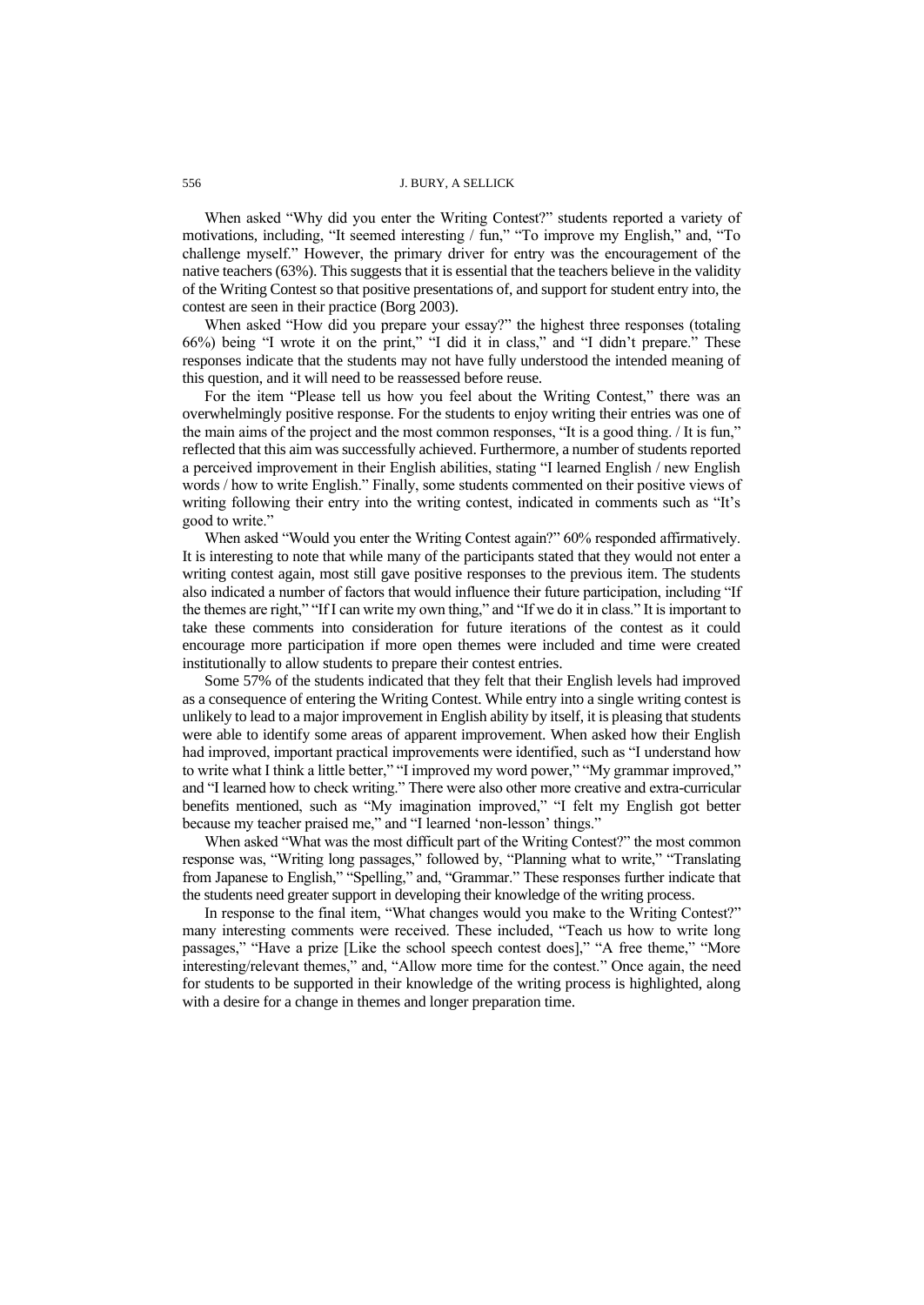When asked "Why did you enter the Writing Contest?" students reported a variety of motivations, including, "It seemed interesting / fun," "To improve my English," and, "To challenge myself." However, the primary driver for entry was the encouragement of the native teachers (63%). This suggests that it is essential that the teachers believe in the validity of the Writing Contest so that positive presentations of, and support for student entry into, the contest are seen in their practice (Borg 2003).

When asked "How did you prepare your essay?" the highest three responses (totaling 66%) being "I wrote it on the print," "I did it in class," and "I didn't prepare." These responses indicate that the students may not have fully understood the intended meaning of this question, and it will need to be reassessed before reuse.

For the item "Please tell us how you feel about the Writing Contest," there was an overwhelmingly positive response. For the students to enjoy writing their entries was one of the main aims of the project and the most common responses, "It is a good thing. / It is fun," reflected that this aim was successfully achieved. Furthermore, a number of students reported a perceived improvement in their English abilities, stating "I learned English / new English words / how to write English." Finally, some students commented on their positive views of writing following their entry into the writing contest, indicated in comments such as "It's good to write."

When asked "Would you enter the Writing Contest again?" 60% responded affirmatively. It is interesting to note that while many of the participants stated that they would not enter a writing contest again, most still gave positive responses to the previous item. The students also indicated a number of factors that would influence their future participation, including "If the themes are right," "If I can write my own thing," and "If we do it in class." It is important to take these comments into consideration for future iterations of the contest as it could encourage more participation if more open themes were included and time were created institutionally to allow students to prepare their contest entries.

Some 57% of the students indicated that they felt that their English levels had improved as a consequence of entering the Writing Contest. While entry into a single writing contest is unlikely to lead to a major improvement in English ability by itself, it is pleasing that students were able to identify some areas of apparent improvement. When asked how their English had improved, important practical improvements were identified, such as "I understand how to write what I think a little better," "I improved my word power," "My grammar improved," and "I learned how to check writing." There were also other more creative and extra-curricular benefits mentioned, such as "My imagination improved," "I felt my English got better because my teacher praised me," and "I learned 'non-lesson' things."

When asked "What was the most difficult part of the Writing Contest?" the most common response was, "Writing long passages," followed by, "Planning what to write," "Translating from Japanese to English," "Spelling," and, "Grammar." These responses further indicate that the students need greater support in developing their knowledge of the writing process.

In response to the final item, "What changes would you make to the Writing Contest?" many interesting comments were received. These included, "Teach us how to write long passages," "Have a prize [Like the school speech contest does]," "A free theme," "More interesting/relevant themes," and, "Allow more time for the contest." Once again, the need for students to be supported in their knowledge of the writing process is highlighted, along with a desire for a change in themes and longer preparation time.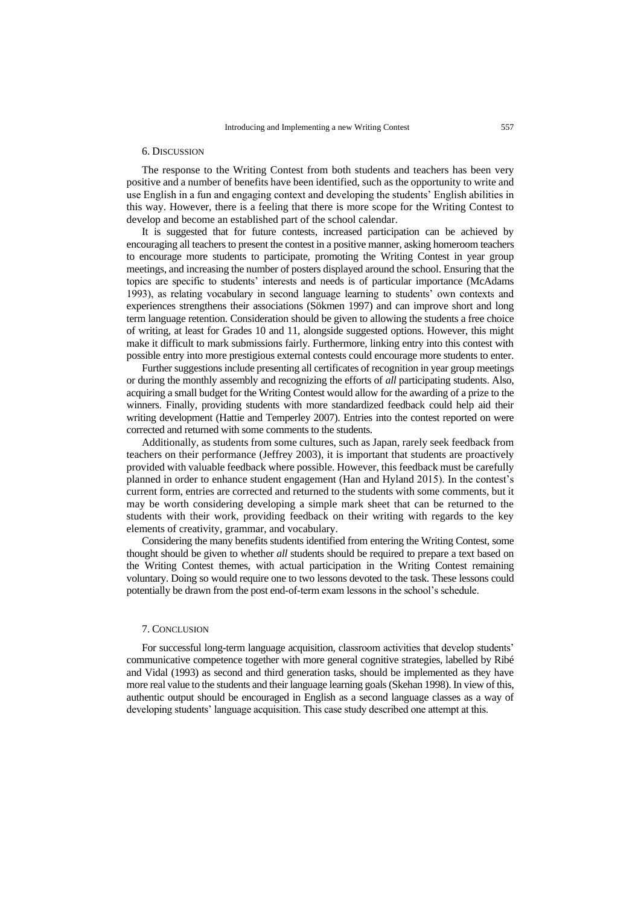## 6. Discussion

The response to the Writing Contest from both students and teachers has been very positive and a number of benefits have been identified, such as the opportunity to write and use English in a fun and engaging context and developing the students' English abilities in this way. However, there is a feeling that there is more scope for the Writing Contest to develop and become an established part of the school calendar.

It is suggested that for future contests, increased participation can be achieved by encouraging all teachers to present the contest in a positive manner, asking homeroom teachers to encourage more students to participate, promoting the Writing Contest in year group meetings, and increasing the number of posters displayed around the school. Ensuring that the topics are specific to students' interests and needs is of particular importance (McAdams 1993), as relating vocabulary in second language learning to students' own contexts and experiences strengthens their associations (Sökmen 1997) and can improve short and long term language retention. Consideration should be given to allowing the students a free choice of writing, at least for Grades 10 and 11, alongside suggested options. However, this might make it difficult to mark submissions fairly. Furthermore, linking entry into this contest with possible entry into more prestigious external contests could encourage more students to enter.

Further suggestions include presenting all certificates of recognition in year group meetings or during the monthly assembly and recognizing the efforts of *all* participating students. Also, acquiring a small budget for the Writing Contest would allow for the awarding of a prize to the winners. Finally, providing students with more standardized feedback could help aid their writing development (Hattie and Temperley 2007). Entries into the contest reported on were corrected and returned with some comments to the students.

Additionally, as students from some cultures, such as Japan, rarely seek feedback from teachers on their performance (Jeffrey 2003), it is important that students are proactively provided with valuable feedback where possible. However, this feedback must be carefully planned in order to enhance student engagement (Han and Hyland 2015). In the contest's current form, entries are corrected and returned to the students with some comments, but it may be worth considering developing a simple mark sheet that can be returned to the students with their work, providing feedback on their writing with regards to the key elements of creativity, grammar, and vocabulary.

Considering the many benefits students identified from entering the Writing Contest, some thought should be given to whether *all* students should be required to prepare a text based on the Writing Contest themes, with actual participation in the Writing Contest remaining voluntary. Doing so would require one to two lessons devoted to the task. These lessons could potentially be drawn from the post end-of-term exam lessons in the school's schedule.

## 7. Conclusion

For successful long-term language acquisition, classroom activities that develop students' communicative competence together with more general cognitive strategies, labelled by Ribé and Vidal (1993) as second and third generation tasks, should be implemented as they have more real value to the students and their language learning goals (Skehan 1998). In view of this, authentic output should be encouraged in English as a second language classes as a way of developing students' language acquisition. This case study described one attempt at this.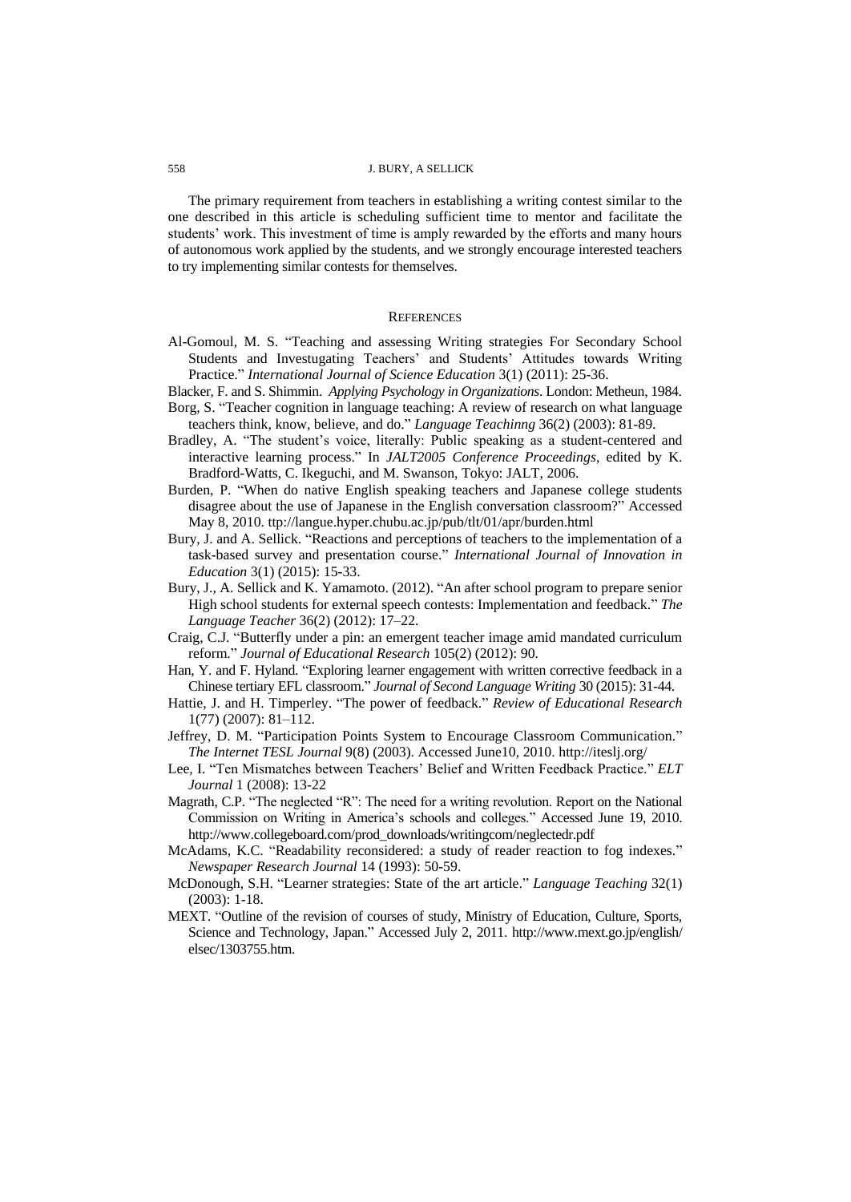The primary requirement from teachers in establishing a writing contest similar to the one described in this article is scheduling sufficient time to mentor and facilitate the students' work. This investment of time is amply rewarded by the efforts and many hours of autonomous work applied by the students, and we strongly encourage interested teachers to try implementing similar contests for themselves.

## REFERENCES

Al-Gomoul, M. S. "Teaching and assessing Writing strategies For Secondary School Students and Investugating Teachers' and Students' Attitudes towards Writing Practice." *International Journal of Science Education* 3(1) (2011): 25-36.

Blacker, F. and S. Shimmin. *Applying Psychology in Organizations*. London: Metheun, 1984.

Borg, S. "Teacher cognition in language teaching: A review of research on what language teachers think, know, believe, and do." *Language Teachinng* 36(2) (2003): 81-89.

Bradley, A. "The student's voice, literally: Public speaking as a student-centered and interactive learning process." In *JALT2005 Conference Proceedings*, edited by K. Bradford-Watts, C. Ikeguchi, and M. Swanson, Tokyo: JALT, 2006.

Burden, P. "When do native English speaking teachers and Japanese college students disagree about the use of Japanese in the English conversation classroom?" Accessed May 8, 2010. ttp://langue.hyper.chubu.ac.jp/pub/tlt/01/apr/burden.html

Bury, J. and A. Sellick. "Reactions and perceptions of teachers to the implementation of a task-based survey and presentation course." *International Journal of Innovation in Education* 3(1) (2015): 15-33.

Bury, J., A. Sellick and K. Yamamoto. (2012). "An after school program to prepare senior High school students for external speech contests: Implementation and feedback." *The Language Teacher* 36(2) (2012): 17–22.

Craig, C.J. "Butterfly under a pin: an emergent teacher image amid mandated curriculum reform." *Journal of Educational Research* 105(2) (2012): 90.

Han, Y. and F. Hyland. "Exploring learner engagement with written corrective feedback in a Chinese tertiary EFL classroom." *Journal of Second Language Writing* 30 (2015): 31-44.

Hattie, J. and H. Timperley. "The power of feedback." *Review of Educational Research* 1(77) (2007): 81–112.

Jeffrey, D. M. "Participation Points System to Encourage Classroom Communication." *The Internet TESL Journal* 9(8) (2003). Accessed June10, 2010. http://iteslj.org/

Lee, I. "Ten Mismatches between Teachers' Belief and Written Feedback Practice." *ELT Journal* 1 (2008): 13-22

Magrath, C.P. "The neglected "R": The need for a writing revolution. Report on the National Commission on Writing in America's schools and colleges." Accessed June 19, 2010. http://www.collegeboard.com/prod_downloads/writingcom/neglectedr.pdf

McAdams, K.C. "Readability reconsidered: a study of reader reaction to fog indexes." *Newspaper Research Journal* 14 (1993): 50-59.

McDonough, S.H. "Learner strategies: State of the art article." *Language Teaching* 32(1) (2003): 1-18.

MEXT. "Outline of the revision of courses of study, Ministry of Education, Culture, Sports, Science and Technology, Japan." Accessed July 2, 2011. http://www.mext.go.jp/english/elsec/1303755.htm.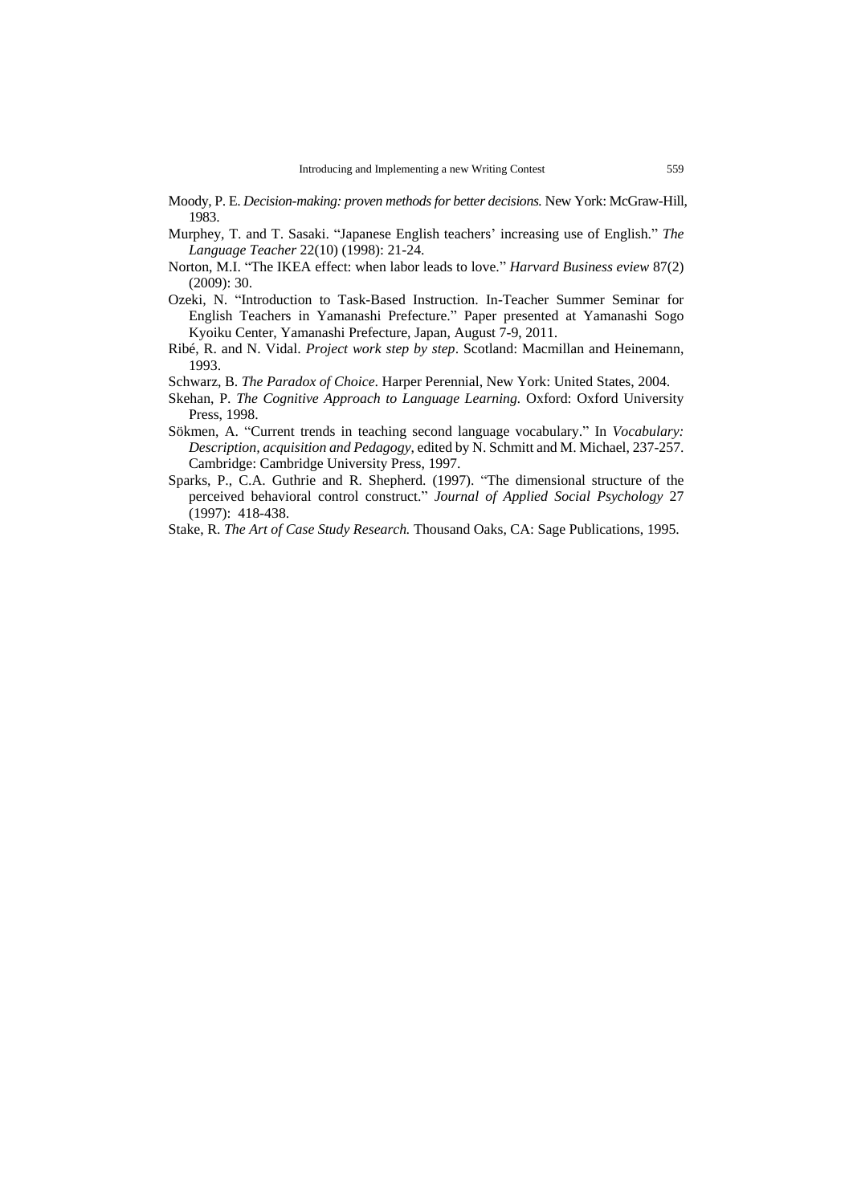Moody, P. E. *Decision-making: proven methods for better decisions.* New York: McGraw-Hill, 1983.

Murphey, T. and T. Sasaki. "Japanese English teachers' increasing use of English." *The Language Teacher* 22(10) (1998): 21-24.

Norton, M.I. "The IKEA effect: when labor leads to love." *Harvard Business eview* 87(2) (2009): 30.

Ozeki, N. "Introduction to Task-Based Instruction. In-Teacher Summer Seminar for English Teachers in Yamanashi Prefecture." Paper presented at Yamanashi Sogo Kyoiku Center, Yamanashi Prefecture, Japan, August 7-9, 2011.

Ribé, R. and N. Vidal. *Project work step by step*. Scotland: Macmillan and Heinemann, 1993.

Schwarz, B. *The Paradox of Choice*. Harper Perennial, New York: United States, 2004.

Skehan, P. *The Cognitive Approach to Language Learning.* Oxford: Oxford University Press, 1998.

Sökmen, A. "Current trends in teaching second language vocabulary." In *Vocabulary: Description, acquisition and Pedagogy*, edited by N. Schmitt and M. Michael, 237-257. Cambridge: Cambridge University Press, 1997.

Sparks, P., C.A. Guthrie and R. Shepherd. (1997). "The dimensional structure of the perceived behavioral control construct." *Journal of Applied Social Psychology* 27 (1997): 418-438.

Stake, R. *The Art of Case Study Research.* Thousand Oaks, CA: Sage Publications, 1995.